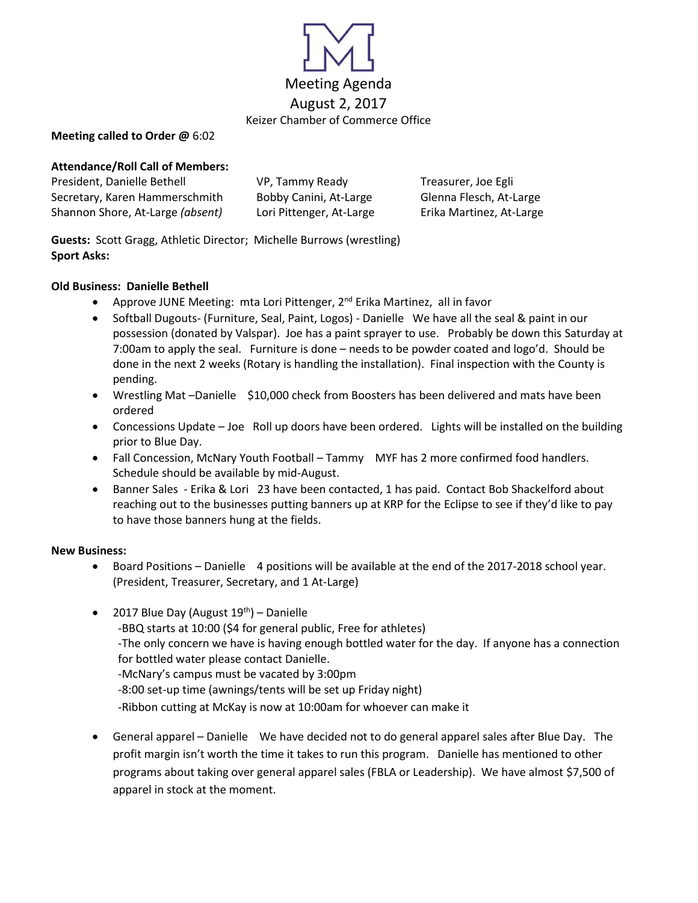# Meeting Agenda

## August 2, 2017

Keizer Chamber of Commerce Office

**Meeting called to Order @** 6:02

**Attendance/Roll Call of Members:**

President, Danielle Bethell
VP, Tammy Ready
Treasurer, Joe Egli
Secretary, Karen Hammerschmith
Bobby Canini, At-Large
Glenna Flesch, At-Large
Shannon Shore, At-Large *(absent)*
Lori Pittenger, At-Large
Erika Martinez, At-Large

**Guests:** Scott Gragg, Athletic Director; Michelle Burrows (wrestling)
**Sport Asks:**

**Old Business: Danielle Bethell**

- Approve JUNE Meeting: mta Lori Pittenger, 2nd Erika Martinez, all in favor
- Softball Dugouts- (Furniture, Seal, Paint, Logos) - Danielle We have all the seal & paint in our possession (donated by Valspar). Joe has a paint sprayer to use. Probably be down this Saturday at 7:00am to apply the seal. Furniture is done – needs to be powder coated and logo'd. Should be done in the next 2 weeks (Rotary is handling the installation). Final inspection with the County is pending.
- Wrestling Mat –Danielle $10,000 check from Boosters has been delivered and mats have been ordered
- Concessions Update – Joe Roll up doors have been ordered. Lights will be installed on the building prior to Blue Day.
- Fall Concession, McNary Youth Football – Tammy MYF has 2 more confirmed food handlers. Schedule should be available by mid-August.
- Banner Sales - Erika & Lori 23 have been contacted, 1 has paid. Contact Bob Shackelford about reaching out to the businesses putting banners up at KRP for the Eclipse to see if they'd like to pay to have those banners hung at the fields.

**New Business:**

- Board Positions – Danielle 4 positions will be available at the end of the 2017-2018 school year. (President, Treasurer, Secretary, and 1 At-Large)
- 2017 Blue Day (August 19th) – Danielle
  -BBQ starts at 10:00 ($4 for general public, Free for athletes)
  -The only concern we have is having enough bottled water for the day. If anyone has a connection for bottled water please contact Danielle.
  -McNary's campus must be vacated by 3:00pm
  -8:00 set-up time (awnings/tents will be set up Friday night)
  -Ribbon cutting at McKay is now at 10:00am for whoever can make it
- General apparel – Danielle We have decided not to do general apparel sales after Blue Day. The profit margin isn't worth the time it takes to run this program. Danielle has mentioned to other programs about taking over general apparel sales (FBLA or Leadership). We have almost $7,500 of apparel in stock at the moment.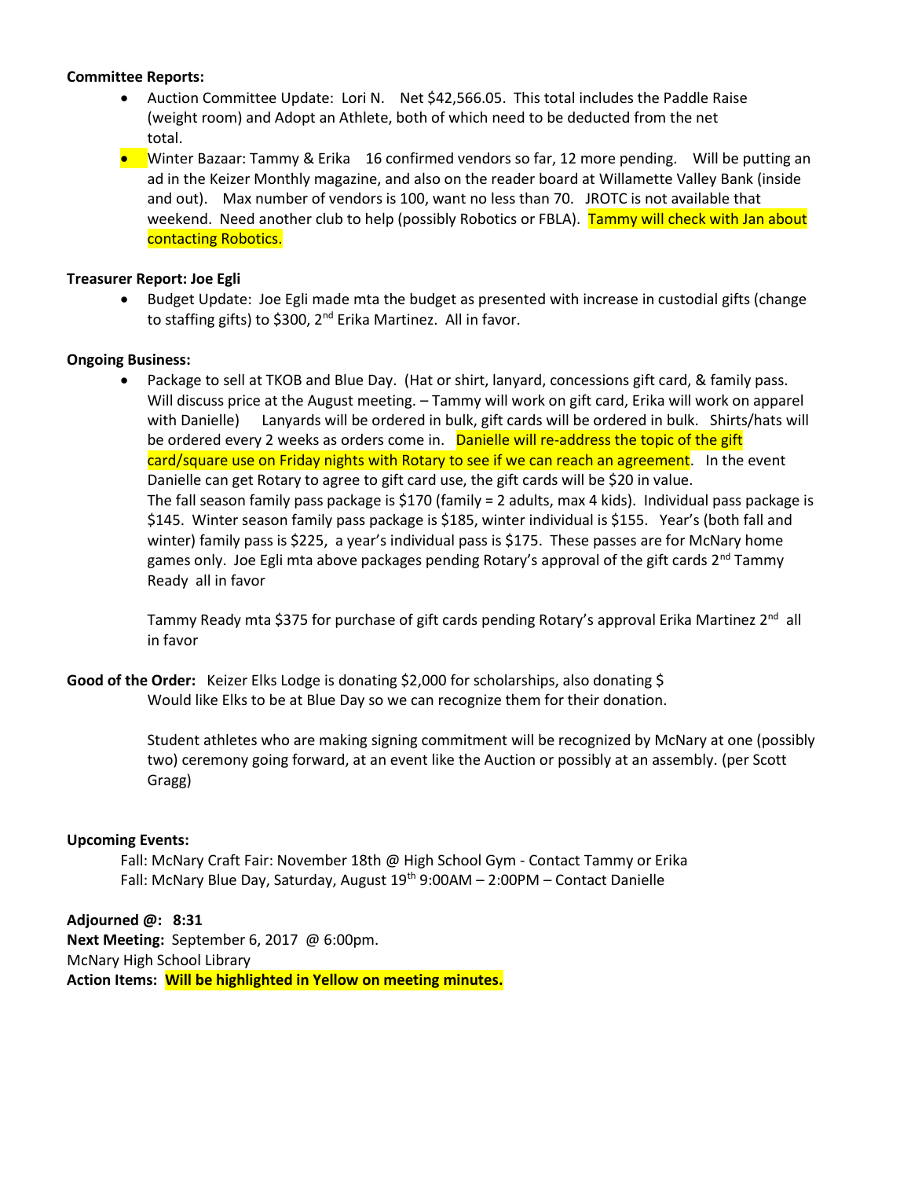**Committee Reports:**

- Auction Committee Update: Lori N. Net $42,566.05. This total includes the Paddle Raise (weight room) and Adopt an Athlete, both of which need to be deducted from the net total.
- Winter Bazaar: Tammy & Erika 16 confirmed vendors so far, 12 more pending. Will be putting an ad in the Keizer Monthly magazine, and also on the reader board at Willamette Valley Bank (inside and out). Max number of vendors is 100, want no less than 70. JROTC is not available that weekend. Need another club to help (possibly Robotics or FBLA). Tammy will check with Jan about contacting Robotics.

**Treasurer Report: Joe Egli**

- Budget Update: Joe Egli made mta the budget as presented with increase in custodial gifts (change to staffing gifts) to $300, 2nd Erika Martinez. All in favor.

**Ongoing Business:**

- Package to sell at TKOB and Blue Day. (Hat or shirt, lanyard, concessions gift card, & family pass. Will discuss price at the August meeting. – Tammy will work on gift card, Erika will work on apparel with Danielle) Lanyards will be ordered in bulk, gift cards will be ordered in bulk. Shirts/hats will be ordered every 2 weeks as orders come in. Danielle will re-address the topic of the gift card/square use on Friday nights with Rotary to see if we can reach an agreement. In the event Danielle can get Rotary to agree to gift card use, the gift cards will be $20 in value.
  The fall season family pass package is $170 (family = 2 adults, max 4 kids). Individual pass package is $145. Winter season family pass package is $185, winter individual is $155. Year's (both fall and winter) family pass is $225, a year's individual pass is $175. These passes are for McNary home games only. Joe Egli mta above packages pending Rotary's approval of the gift cards 2nd Tammy Ready all in favor

  Tammy Ready mta $375 for purchase of gift cards pending Rotary's approval Erika Martinez 2nd all in favor

**Good of the Order:** Keizer Elks Lodge is donating $2,000 for scholarships, also donating $
Would like Elks to be at Blue Day so we can recognize them for their donation.

Student athletes who are making signing commitment will be recognized by McNary at one (possibly two) ceremony going forward, at an event like the Auction or possibly at an assembly. (per Scott Gragg)

**Upcoming Events:**

Fall: McNary Craft Fair: November 18th @ High School Gym - Contact Tammy or Erika
Fall: McNary Blue Day, Saturday, August 19th 9:00AM – 2:00PM – Contact Danielle

**Adjourned @: 8:31**
**Next Meeting:** September 6, 2017 @ 6:00pm.
McNary High School Library
**Action Items: Will be highlighted in Yellow on meeting minutes.**